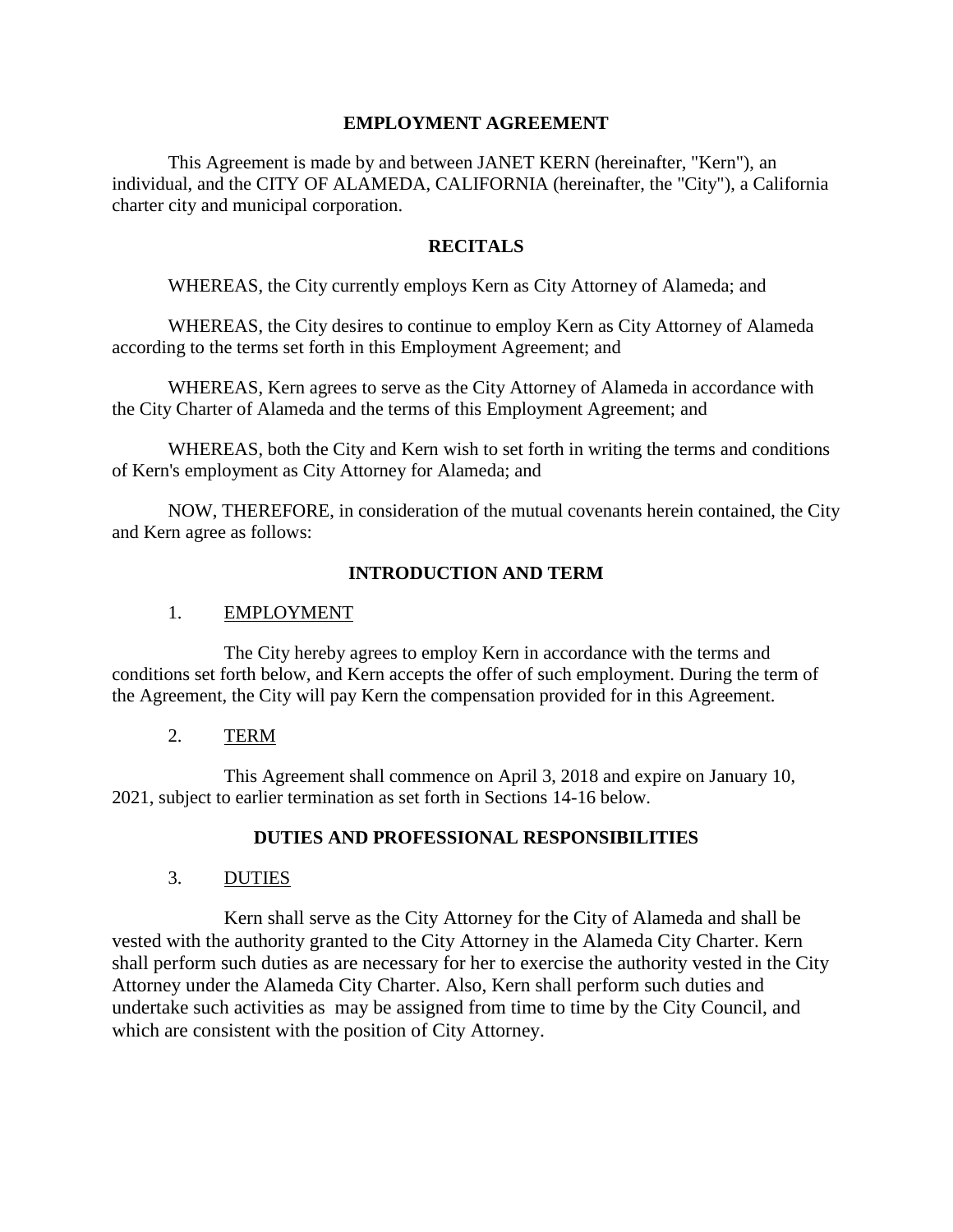# EMPLOYMENT AGREEMENT

This Agreement is made by and between JANET KERN (hereinafter, "Kern"), an individual, and the CITY OF ALAMEDA, CALIFORNIA (hereinafter, the "City"), a California charter city and municipal corporation.

## RECITALS

WHEREAS, the City currently employs Kern as City Attorney of Alameda; and

WHEREAS, the City desires to continue to employ Kern as City Attorney of Alameda according to the terms set forth in this Employment Agreement; and

WHEREAS, Kern agrees to serve as the City Attorney of Alameda in accordance with the City Charter of Alameda and the terms of this Employment Agreement; and

WHEREAS, both the City and Kern wish to set forth in writing the terms and conditions of Kern's employment as City Attorney for Alameda; and

NOW, THEREFORE, in consideration of the mutual covenants herein contained, the City and Kern agree as follows:

## INTRODUCTION AND TERM

### 1. EMPLOYMENT

The City hereby agrees to employ Kern in accordance with the terms and conditions set forth below, and Kern accepts the offer of such employment. During the term of the Agreement, the City will pay Kern the compensation provided for in this Agreement.

### 2. TERM

This Agreement shall commence on April 3, 2018 and expire on January 10, 2021, subject to earlier termination as set forth in Sections 14-16 below.

## DUTIES AND PROFESSIONAL RESPONSIBILITIES

### 3. DUTIES

Kern shall serve as the City Attorney for the City of Alameda and shall be vested with the authority granted to the City Attorney in the Alameda City Charter. Kern shall perform such duties as are necessary for her to exercise the authority vested in the City Attorney under the Alameda City Charter. Also, Kern shall perform such duties and undertake such activities as may be assigned from time to time by the City Council, and which are consistent with the position of City Attorney.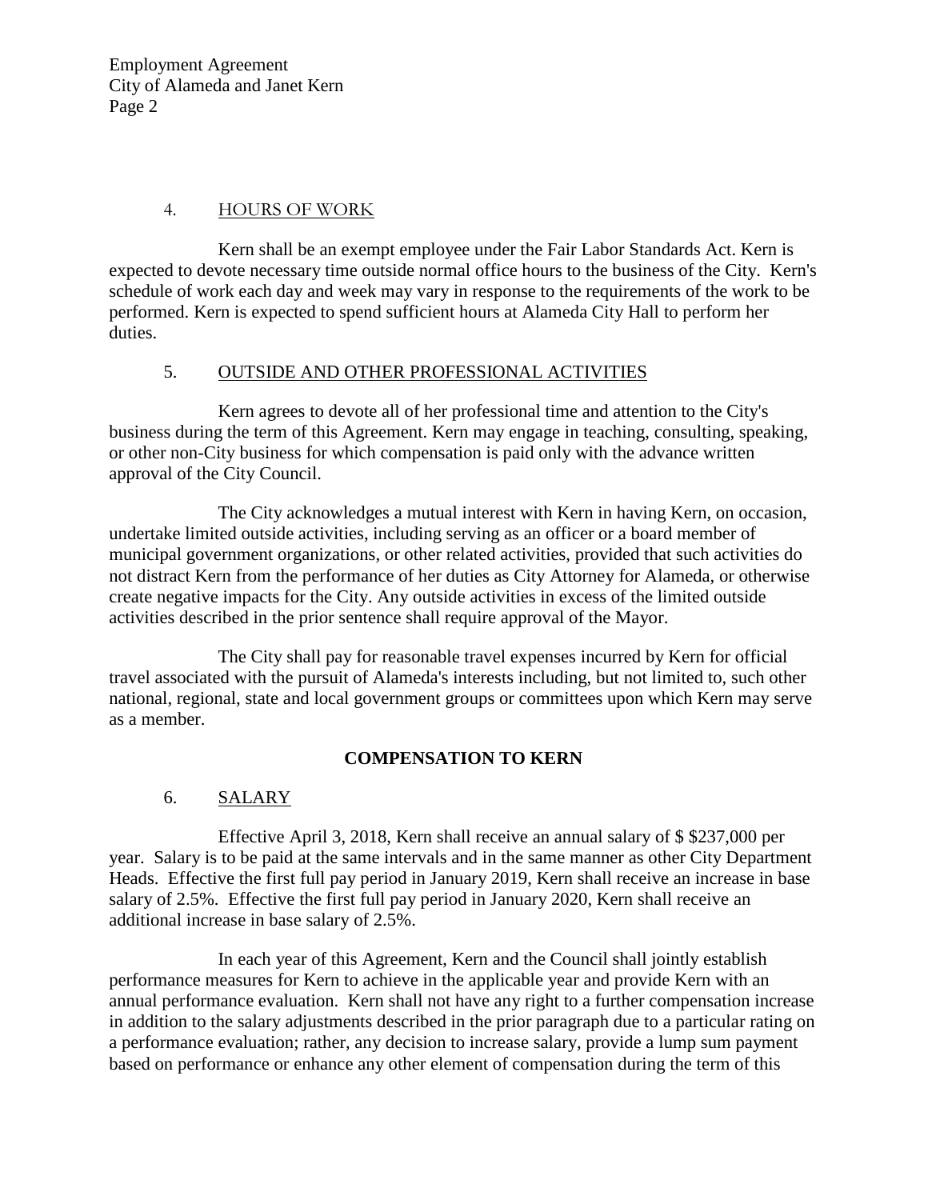## 4. HOURS OF WORK

Kern shall be an exempt employee under the Fair Labor Standards Act. Kern is expected to devote necessary time outside normal office hours to the business of the City. Kern's schedule of work each day and week may vary in response to the requirements of the work to be performed. Kern is expected to spend sufficient hours at Alameda City Hall to perform her duties.

## 5. OUTSIDE AND OTHER PROFESSIONAL ACTIVITIES

Kern agrees to devote all of her professional time and attention to the City's business during the term of this Agreement. Kern may engage in teaching, consulting, speaking, or other non-City business for which compensation is paid only with the advance written approval of the City Council.

The City acknowledges a mutual interest with Kern in having Kern, on occasion, undertake limited outside activities, including serving as an officer or a board member of municipal government organizations, or other related activities, provided that such activities do not distract Kern from the performance of her duties as City Attorney for Alameda, or otherwise create negative impacts for the City. Any outside activities in excess of the limited outside activities described in the prior sentence shall require approval of the Mayor.

The City shall pay for reasonable travel expenses incurred by Kern for official travel associated with the pursuit of Alameda's interests including, but not limited to, such other national, regional, state and local government groups or committees upon which Kern may serve as a member.

# COMPENSATION TO KERN

## 6. SALARY

Effective April 3, 2018, Kern shall receive an annual salary of $ $237,000 per year. Salary is to be paid at the same intervals and in the same manner as other City Department Heads. Effective the first full pay period in January 2019, Kern shall receive an increase in base salary of 2.5%. Effective the first full pay period in January 2020, Kern shall receive an additional increase in base salary of 2.5%.

In each year of this Agreement, Kern and the Council shall jointly establish performance measures for Kern to achieve in the applicable year and provide Kern with an annual performance evaluation. Kern shall not have any right to a further compensation increase in addition to the salary adjustments described in the prior paragraph due to a particular rating on a performance evaluation; rather, any decision to increase salary, provide a lump sum payment based on performance or enhance any other element of compensation during the term of this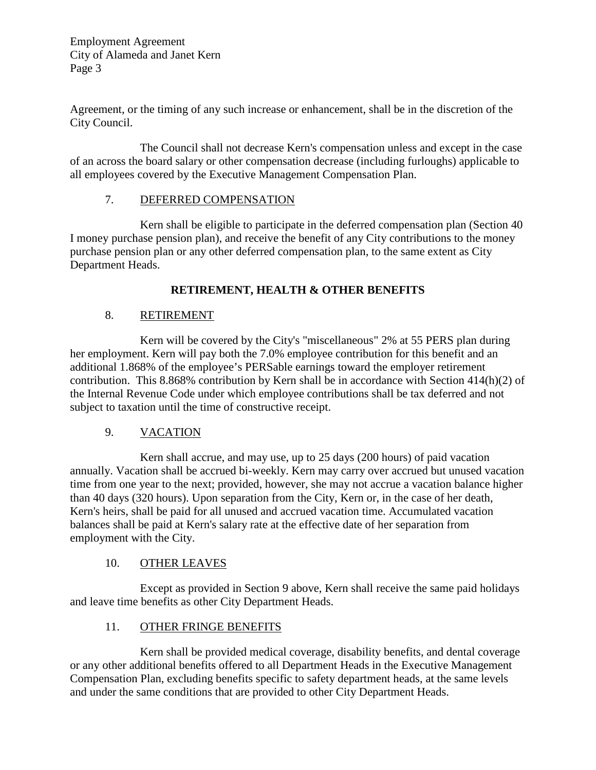Agreement, or the timing of any such increase or enhancement, shall be in the discretion of the City Council.

The Council shall not decrease Kern's compensation unless and except in the case of an across the board salary or other compensation decrease (including furloughs) applicable to all employees covered by the Executive Management Compensation Plan.

7. DEFERRED COMPENSATION

Kern shall be eligible to participate in the deferred compensation plan (Section 40 I money purchase pension plan), and receive the benefit of any City contributions to the money purchase pension plan or any other deferred compensation plan, to the same extent as City Department Heads.

**RETIREMENT, HEALTH & OTHER BENEFITS**

8. RETIREMENT

Kern will be covered by the City's "miscellaneous" 2% at 55 PERS plan during her employment. Kern will pay both the 7.0% employee contribution for this benefit and an additional 1.868% of the employee's PERSable earnings toward the employer retirement contribution. This 8.868% contribution by Kern shall be in accordance with Section 414(h)(2) of the Internal Revenue Code under which employee contributions shall be tax deferred and not subject to taxation until the time of constructive receipt.

9. VACATION

Kern shall accrue, and may use, up to 25 days (200 hours) of paid vacation annually. Vacation shall be accrued bi-weekly. Kern may carry over accrued but unused vacation time from one year to the next; provided, however, she may not accrue a vacation balance higher than 40 days (320 hours). Upon separation from the City, Kern or, in the case of her death, Kern's heirs, shall be paid for all unused and accrued vacation time. Accumulated vacation balances shall be paid at Kern's salary rate at the effective date of her separation from employment with the City.

10. OTHER LEAVES

Except as provided in Section 9 above, Kern shall receive the same paid holidays and leave time benefits as other City Department Heads.

11. OTHER FRINGE BENEFITS

Kern shall be provided medical coverage, disability benefits, and dental coverage or any other additional benefits offered to all Department Heads in the Executive Management Compensation Plan, excluding benefits specific to safety department heads, at the same levels and under the same conditions that are provided to other City Department Heads.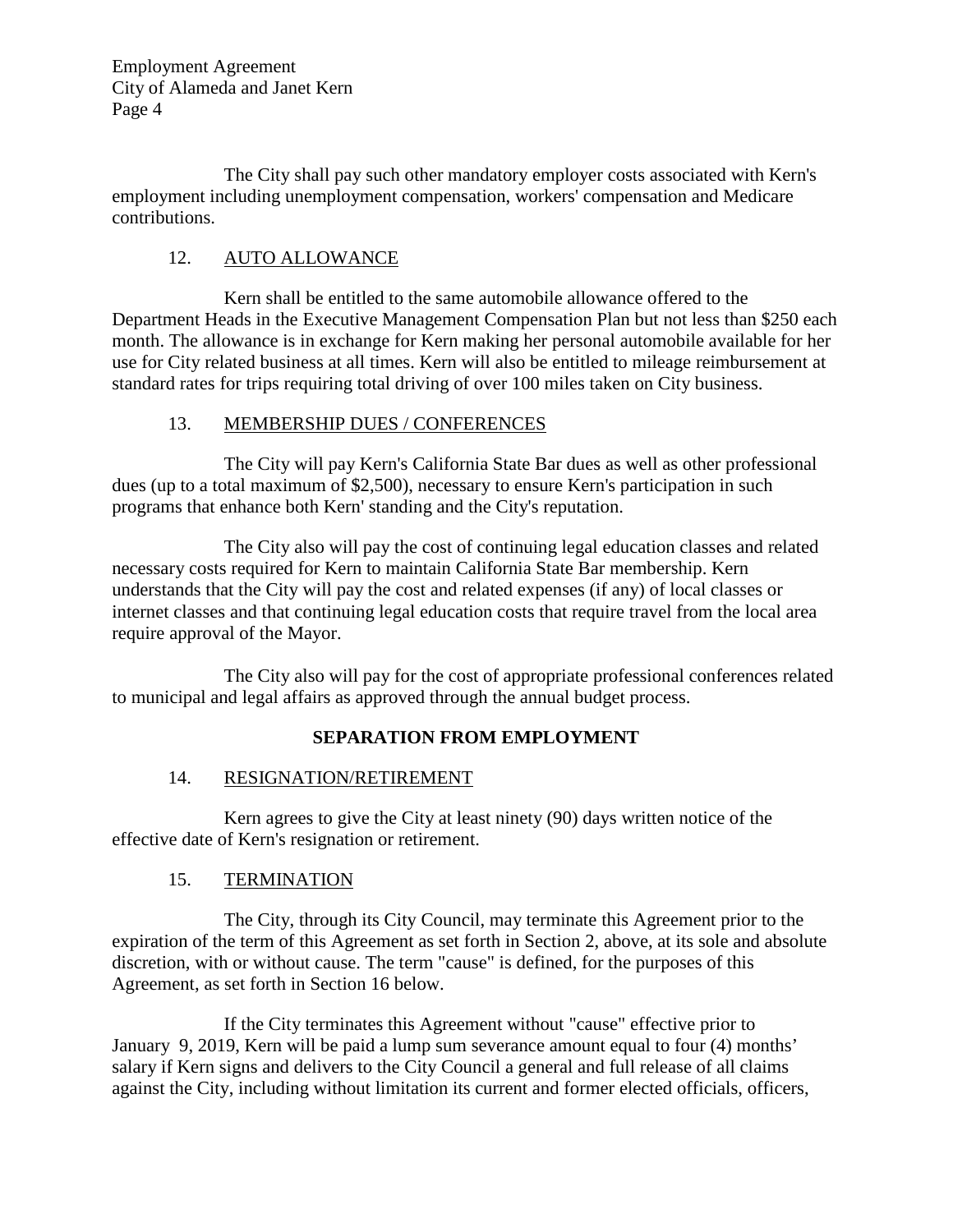The City shall pay such other mandatory employer costs associated with Kern's employment including unemployment compensation, workers' compensation and Medicare contributions.

12. AUTO ALLOWANCE

Kern shall be entitled to the same automobile allowance offered to the Department Heads in the Executive Management Compensation Plan but not less than $250 each month. The allowance is in exchange for Kern making her personal automobile available for her use for City related business at all times. Kern will also be entitled to mileage reimbursement at standard rates for trips requiring total driving of over 100 miles taken on City business.

13. MEMBERSHIP DUES / CONFERENCES

The City will pay Kern's California State Bar dues as well as other professional dues (up to a total maximum of $2,500), necessary to ensure Kern's participation in such programs that enhance both Kern' standing and the City's reputation.

The City also will pay the cost of continuing legal education classes and related necessary costs required for Kern to maintain California State Bar membership. Kern understands that the City will pay the cost and related expenses (if any) of local classes or internet classes and that continuing legal education costs that require travel from the local area require approval of the Mayor.

The City also will pay for the cost of appropriate professional conferences related to municipal and legal affairs as approved through the annual budget process.

## SEPARATION FROM EMPLOYMENT

14. RESIGNATION/RETIREMENT

Kern agrees to give the City at least ninety (90) days written notice of the effective date of Kern's resignation or retirement.

15. TERMINATION

The City, through its City Council, may terminate this Agreement prior to the expiration of the term of this Agreement as set forth in Section 2, above, at its sole and absolute discretion, with or without cause. The term "cause" is defined, for the purposes of this Agreement, as set forth in Section 16 below.

If the City terminates this Agreement without "cause" effective prior to January 9, 2019, Kern will be paid a lump sum severance amount equal to four (4) months' salary if Kern signs and delivers to the City Council a general and full release of all claims against the City, including without limitation its current and former elected officials, officers,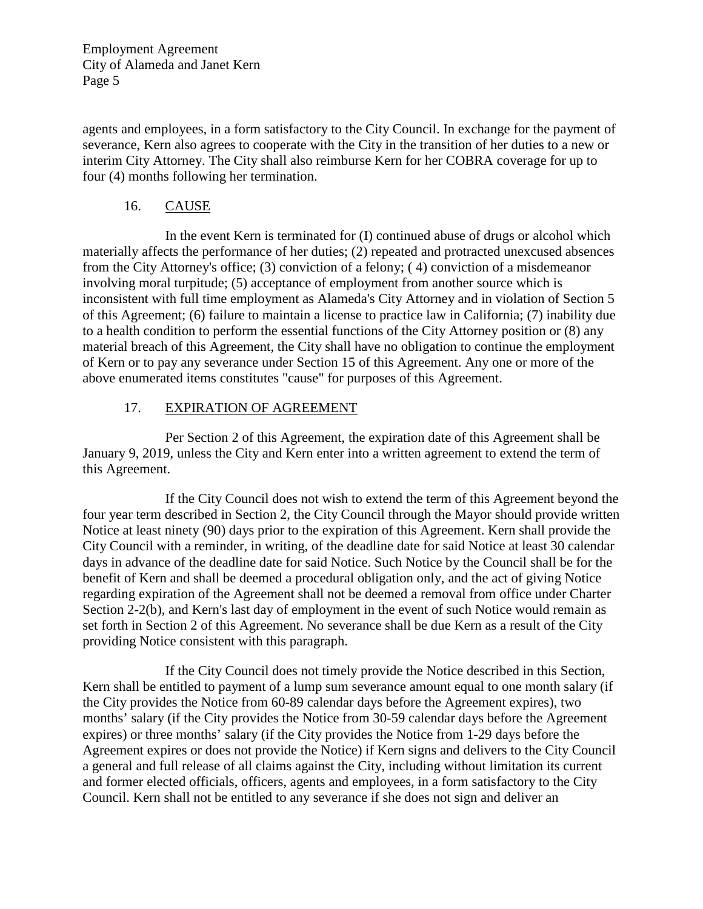agents and employees, in a form satisfactory to the City Council. In exchange for the payment of severance, Kern also agrees to cooperate with the City in the transition of her duties to a new or interim City Attorney. The City shall also reimburse Kern for her COBRA coverage for up to four (4) months following her termination.

## 16. CAUSE

In the event Kern is terminated for (I) continued abuse of drugs or alcohol which materially affects the performance of her duties; (2) repeated and protracted unexcused absences from the City Attorney's office; (3) conviction of a felony; ( 4) conviction of a misdemeanor involving moral turpitude; (5) acceptance of employment from another source which is inconsistent with full time employment as Alameda's City Attorney and in violation of Section 5 of this Agreement; (6) failure to maintain a license to practice law in California; (7) inability due to a health condition to perform the essential functions of the City Attorney position or (8) any material breach of this Agreement, the City shall have no obligation to continue the employment of Kern or to pay any severance under Section 15 of this Agreement. Any one or more of the above enumerated items constitutes "cause" for purposes of this Agreement.

## 17. EXPIRATION OF AGREEMENT

Per Section 2 of this Agreement, the expiration date of this Agreement shall be January 9, 2019, unless the City and Kern enter into a written agreement to extend the term of this Agreement.

If the City Council does not wish to extend the term of this Agreement beyond the four year term described in Section 2, the City Council through the Mayor should provide written Notice at least ninety (90) days prior to the expiration of this Agreement. Kern shall provide the City Council with a reminder, in writing, of the deadline date for said Notice at least 30 calendar days in advance of the deadline date for said Notice. Such Notice by the Council shall be for the benefit of Kern and shall be deemed a procedural obligation only, and the act of giving Notice regarding expiration of the Agreement shall not be deemed a removal from office under Charter Section 2-2(b), and Kern's last day of employment in the event of such Notice would remain as set forth in Section 2 of this Agreement. No severance shall be due Kern as a result of the City providing Notice consistent with this paragraph.

If the City Council does not timely provide the Notice described in this Section, Kern shall be entitled to payment of a lump sum severance amount equal to one month salary (if the City provides the Notice from 60-89 calendar days before the Agreement expires), two months' salary (if the City provides the Notice from 30-59 calendar days before the Agreement expires) or three months' salary (if the City provides the Notice from 1-29 days before the Agreement expires or does not provide the Notice) if Kern signs and delivers to the City Council a general and full release of all claims against the City, including without limitation its current and former elected officials, officers, agents and employees, in a form satisfactory to the City Council. Kern shall not be entitled to any severance if she does not sign and deliver an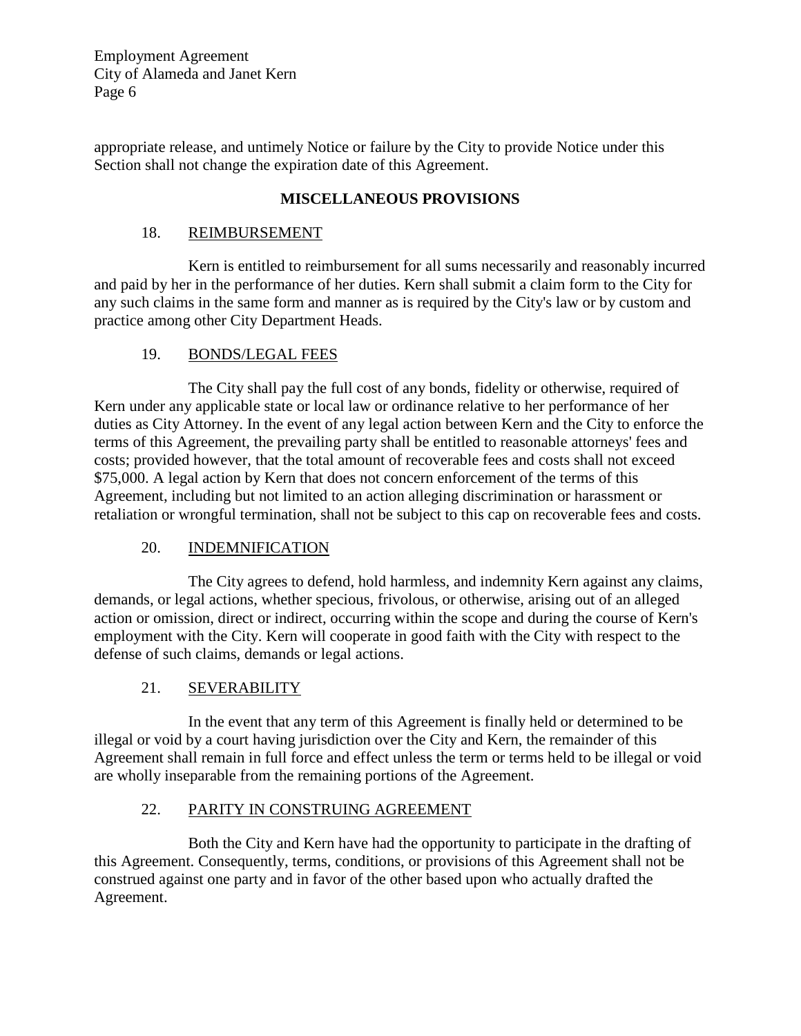appropriate release, and untimely Notice or failure by the City to provide Notice under this Section shall not change the expiration date of this Agreement.

## MISCELLANEOUS PROVISIONS

### 18. REIMBURSEMENT

Kern is entitled to reimbursement for all sums necessarily and reasonably incurred and paid by her in the performance of her duties. Kern shall submit a claim form to the City for any such claims in the same form and manner as is required by the City's law or by custom and practice among other City Department Heads.

### 19. BONDS/LEGAL FEES

The City shall pay the full cost of any bonds, fidelity or otherwise, required of Kern under any applicable state or local law or ordinance relative to her performance of her duties as City Attorney. In the event of any legal action between Kern and the City to enforce the terms of this Agreement, the prevailing party shall be entitled to reasonable attorneys' fees and costs; provided however, that the total amount of recoverable fees and costs shall not exceed $75,000. A legal action by Kern that does not concern enforcement of the terms of this Agreement, including but not limited to an action alleging discrimination or harassment or retaliation or wrongful termination, shall not be subject to this cap on recoverable fees and costs.

### 20. INDEMNIFICATION

The City agrees to defend, hold harmless, and indemnity Kern against any claims, demands, or legal actions, whether specious, frivolous, or otherwise, arising out of an alleged action or omission, direct or indirect, occurring within the scope and during the course of Kern's employment with the City. Kern will cooperate in good faith with the City with respect to the defense of such claims, demands or legal actions.

### 21. SEVERABILITY

In the event that any term of this Agreement is finally held or determined to be illegal or void by a court having jurisdiction over the City and Kern, the remainder of this Agreement shall remain in full force and effect unless the term or terms held to be illegal or void are wholly inseparable from the remaining portions of the Agreement.

### 22. PARITY IN CONSTRUING AGREEMENT

Both the City and Kern have had the opportunity to participate in the drafting of this Agreement. Consequently, terms, conditions, or provisions of this Agreement shall not be construed against one party and in favor of the other based upon who actually drafted the Agreement.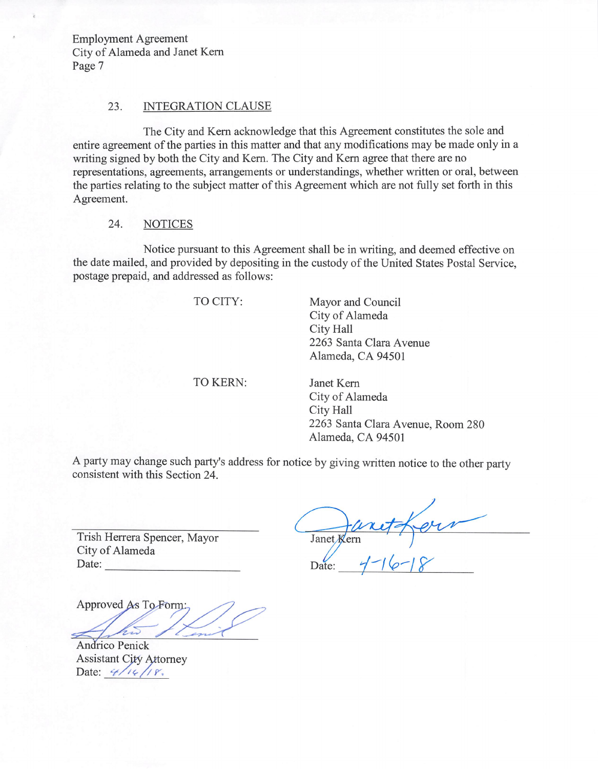### 23. INTEGRATION CLAUSE

The City and Kern acknowledge that this Agreement constitutes the sole and entire agreement of the parties in this matter and that any modifications may be made only in a writing signed by both the City and Kern. The City and Kern agree that there are no representations, agreements, arrangements or understandings, whether written or oral, between the parties relating to the subject matter of this Agreement which are not fully set forth in this Agreement.

### 24. NOTICES

Notice pursuant to this Agreement shall be in writing, and deemed effective on the date mailed, and provided by depositing in the custody of the United States Postal Service, postage prepaid, and addressed as follows:

TO CITY:

Mayor and Council
City of Alameda
City Hall
2263 Santa Clara Avenue
Alameda, CA 94501

TO KERN:

Janet Kern
City of Alameda
City Hall
2263 Santa Clara Avenue, Room 280
Alameda, CA 94501

A party may change such party's address for notice by giving written notice to the other party consistent with this Section 24.

_______________________________
Trish Herrera Spencer, Mayor
City of Alameda
Date: ____________________

Janet Kern
Date: 4-16-18

Approved As To Form:

Andrico Penick
Assistant City Attorney
Date: 4/16/18.